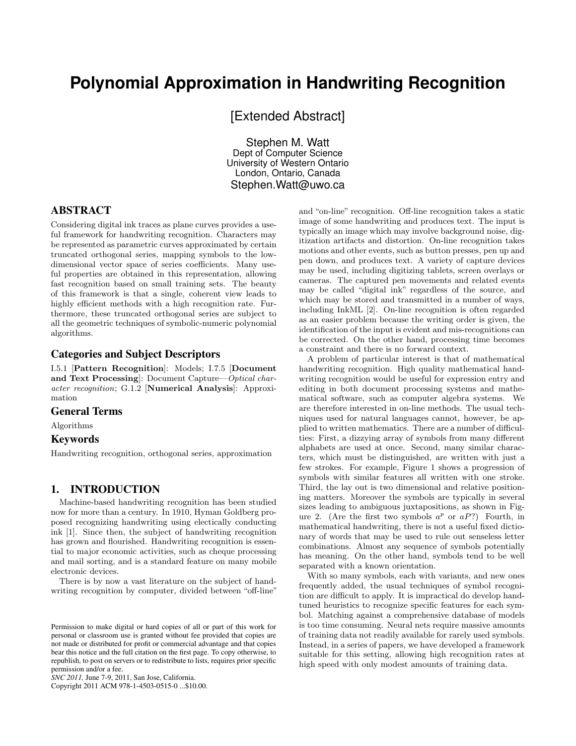# Polynomial Approximation in Handwriting Recognition

[Extended Abstract]

Stephen M. Watt
Dept of Computer Science
University of Western Ontario
London, Ontario, Canada
Stephen.Watt@uwo.ca

## ABSTRACT

Considering digital ink traces as plane curves provides a useful framework for handwriting recognition. Characters may be represented as parametric curves approximated by certain truncated orthogonal series, mapping symbols to the low-dimensional vector space of series coefficients. Many useful properties are obtained in this representation, allowing fast recognition based on small training sets. The beauty of this framework is that a single, coherent view leads to highly efficient methods with a high recognition rate. Furthermore, these truncated orthogonal series are subject to all the geometric techniques of symbolic-numeric polynomial algorithms.

### Categories and Subject Descriptors

I.5.1 [**Pattern Recognition**]: Models; I.7.5 [**Document and Text Processing**]: Document Capture—*Optical character recognition*; G.1.2 [**Numerical Analysis**]: Approximation

### General Terms

Algorithms

### Keywords

Handwriting recognition, orthogonal series, approximation

## 1. INTRODUCTION

Machine-based handwriting recognition has been studied now for more than a century. In 1910, Hyman Goldberg proposed recognizing handwriting using electically conducting ink [1]. Since then, the subject of handwriting recognition has grown and flourished. Handwriting recognition is essential to major economic activities, such as cheque processing and mail sorting, and is a standard feature on many mobile electronic devices.

There is by now a vast literature on the subject of handwriting recognition by computer, divided between "off-line" and "on-line" recognition. Off-line recognition takes a static image of some handwriting and produces text. The input is typically an image which may involve background noise, digitization artifacts and distortion. On-line recognition takes motions and other events, such as button presses, pen up and pen down, and produces text. A variety of capture devices may be used, including digitizing tablets, screen overlays or cameras. The captured pen movements and related events may be called "digital ink" regardless of the source, and which may be stored and transmitted in a number of ways, including InkML [2]. On-line recognition is often regarded as an easier problem because the writing order is given, the identification of the input is evident and mis-recognitions can be corrected. On the other hand, processing time becomes a constraint and there is no forward context.

A problem of particular interest is that of mathematical handwriting recognition. High quality mathematical handwriting recognition would be useful for expression entry and editing in both document processing systems and mathematical software, such as computer algebra systems. We are therefore interested in on-line methods. The usual techniques used for natural languages cannot, however, be applied to written mathematics. There are a number of difficulties: First, a dizzying array of symbols from many different alphabets are used at once. Second, many similar characters, which must be distinguished, are written with just a few strokes. For example, Figure 1 shows a progression of symbols with similar features all written with one stroke. Third, the lay out is two dimensional and relative positioning matters. Moreover the symbols are typically in several sizes leading to ambiguous juxtapositions, as shown in Figure 2. (Are the first two symbols $a^p$ or $aP$?) Fourth, in mathematical handwriting, there is not a useful fixed dictionary of words that may be used to rule out senseless letter combinations. Almost any sequence of symbols potentially has meaning. On the other hand, symbols tend to be well separated with a known orientation.

With so many symbols, each with variants, and new ones frequently added, the usual techniques of symbol recognition are difficult to apply. It is impractical do develop hand-tuned heuristics to recognize specific features for each symbol. Matching against a comprehensive database of models is too time consuming. Neural nets require massive amounts of training data not readily available for rarely used symbols. Instead, in a series of papers, we have developed a framework suitable for this setting, allowing high recognition rates at high speed with only modest amounts of training data.

Permission to make digital or hard copies of all or part of this work for personal or classroom use is granted without fee provided that copies are not made or distributed for profit or commercial advantage and that copies bear this notice and the full citation on the first page. To copy otherwise, to republish, to post on servers or to redistribute to lists, requires prior specific permission and/or a fee.
*SNC 2011,* June 7-9, 2011, San Jose, California.
Copyright 2011 ACM 978-1-4503-0515-0 ...$10.00.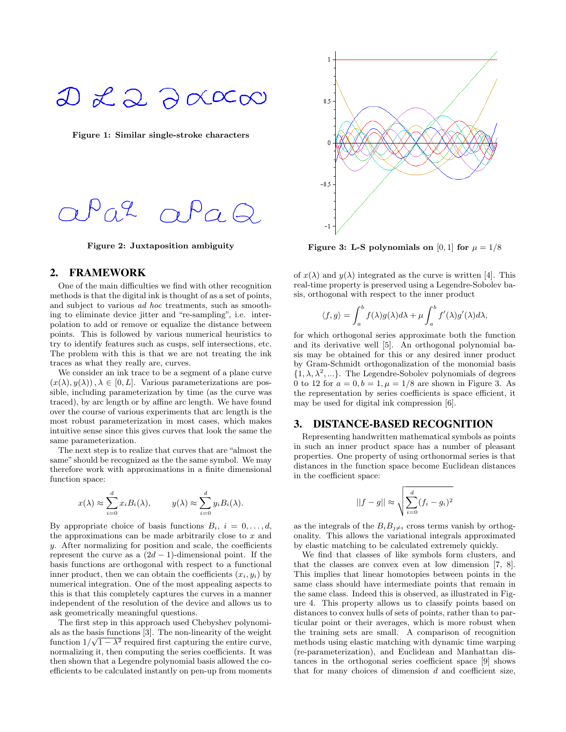Figure 1: Similar single-stroke characters

Figure 2: Juxtaposition ambiguity

Figure 3: L-S polynomials on $[0, 1]$ for $\mu = 1/8$

## 2. FRAMEWORK

One of the main difficulties we find with other recognition methods is that the digital ink is thought of as a set of points, and subject to various *ad hoc* treatments, such as smoothing to eliminate device jitter and "re-sampling", i.e. interpolation to add or remove or equalize the distance between points. This is followed by various numerical heuristics to try to identify features such as cusps, self intersections, etc. The problem with this is that we are not treating the ink traces as what they really are, curves.

We consider an ink trace to be a segment of a plane curve $(x(\lambda), y(\lambda)), \lambda \in [0, L]$. Various parameterizations are possible, including parameterization by time (as the curve was traced), by arc length or by affine arc length. We have found over the course of various experiments that arc length is the most robust parameterization in most cases, which makes intuitive sense since this gives curves that look the same the same parameterization.

The next step is to realize that curves that are "almost the same" should be recognized as the the same symbol. We may therefore work with approximations in a finite dimensional function space:

$$x(\lambda) \approx \sum_{i=0}^{d} x_i B_i(\lambda), \qquad y(\lambda) \approx \sum_{i=0}^{d} y_i B_i(\lambda).$$

By appropriate choice of basis functions $B_i$, $i = 0, \ldots, d$, the approximations can be made arbitrarily close to $x$ and $y$. After normalizing for position and scale, the coefficients represent the curve as a $(2d - 1)$-dimensional point. If the basis functions are orthogonal with respect to a functional inner product, then we can obtain the coefficients $(x_i, y_i)$ by numerical integration. One of the most appealing aspects to this is that this completely captures the curves in a manner independent of the resolution of the device and allows us to ask geometrically meaningful questions.

The first step in this approach used Chebyshev polynomials as the basis functions [3]. The non-linearity of the weight function $1/\sqrt{1 - \lambda^2}$ required first capturing the entire curve, normalizing it, then computing the series coefficients. It was then shown that a Legendre polynomial basis allowed the coefficients to be calculated instantly on pen-up from moments of $x(\lambda)$ and $y(\lambda)$ integrated as the curve is written [4]. This real-time property is preserved using a Legendre-Sobolev basis, orthogonal with respect to the inner product

$$\langle f, g \rangle = \int_a^b f(\lambda) g(\lambda) d\lambda + \mu \int_a^b f'(\lambda) g'(\lambda) d\lambda,$$

for which orthogonal series approximate both the function and its derivative well [5]. An orthogonal polynomial basis may be obtained for this or any desired inner product by Gram-Schmidt orthogonalization of the monomial basis $\{1, \lambda, \lambda^2, \ldots\}$. The Legendre-Sobolev polynomials of degrees 0 to 12 for $a = 0, b = 1, \mu = 1/8$ are shown in Figure 3. As the representation by series coefficients is space efficient, it may be used for digital ink compression [6].

## 3. DISTANCE-BASED RECOGNITION

Representing handwritten mathematical symbols as points in such an inner product space has a number of pleasant properties. One property of using orthonormal series is that distances in the function space become Euclidean distances in the coefficient space:

$$||f - g|| \approx \sqrt{\sum_{i=0}^{d} (f_i - g_i)^2}$$

as the integrals of the $B_i B_{j \neq i}$ cross terms vanish by orthogonality. This allows the variational integrals approximated by elastic matching to be calculated extremely quickly.

We find that classes of like symbols form clusters, and that the classes are convex even at low dimension [7, 8]. This implies that linear homotopies between points in the same class should have intermediate points that remain in the same class. Indeed this is observed, as illustrated in Figure 4. This property allows us to classify points based on distances to convex hulls of sets of points, rather than to particular point or their averages, which is more robust when the training sets are small. A comparison of recognition methods using elastic matching with dynamic time warping (re-parameterization), and Euclidean and Manhattan distances in the orthogonal series coefficient space [9] shows that for many choices of dimension $d$ and coefficient size,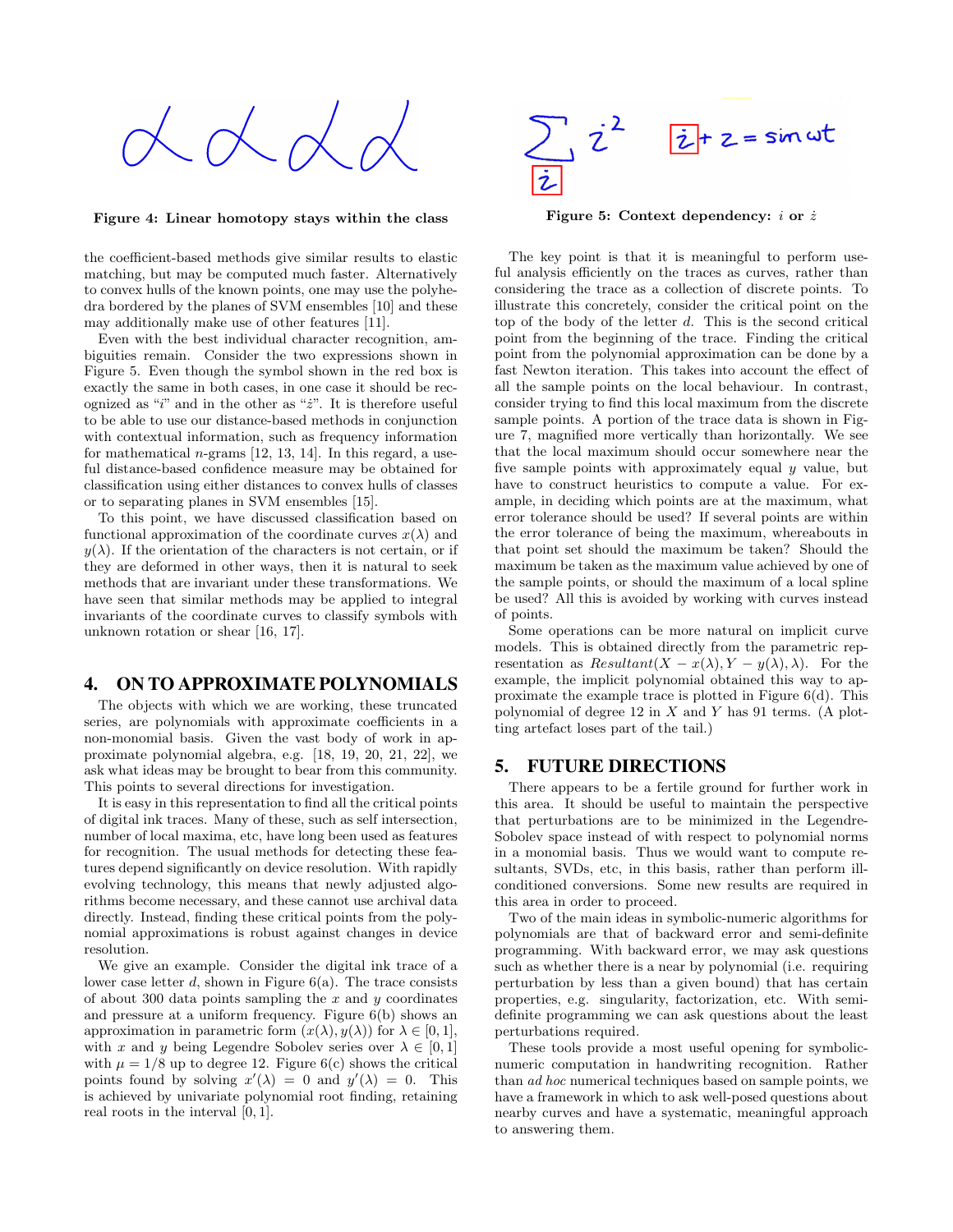Figure 4: Linear homotopy stays within the class

the coefficient-based methods give similar results to elastic matching, but may be computed much faster. Alternatively to convex hulls of the known points, one may use the polyhedra bordered by the planes of SVM ensembles [10] and these may additionally make use of other features [11].

Even with the best individual character recognition, ambiguities remain. Consider the two expressions shown in Figure 5. Even though the symbol shown in the red box is exactly the same in both cases, in one case it should be recognized as "$i$" and in the other as "$\dot{z}$". It is therefore useful to be able to use our distance-based methods in conjunction with contextual information, such as frequency information for mathematical $n$-grams [12, 13, 14]. In this regard, a useful distance-based confidence measure may be obtained for classification using either distances to convex hulls of classes or to separating planes in SVM ensembles [15].

To this point, we have discussed classification based on functional approximation of the coordinate curves $x(\lambda)$ and $y(\lambda)$. If the orientation of the characters is not certain, or if they are deformed in other ways, then it is natural to seek methods that are invariant under these transformations. We have seen that similar methods may be applied to integral invariants of the coordinate curves to classify symbols with unknown rotation or shear [16, 17].

## 4. ON TO APPROXIMATE POLYNOMIALS

The objects with which we are working, these truncated series, are polynomials with approximate coefficients in a non-monomial basis. Given the vast body of work in approximate polynomial algebra, e.g. [18, 19, 20, 21, 22], we ask what ideas may be brought to bear from this community. This points to several directions for investigation.

It is easy in this representation to find all the critical points of digital ink traces. Many of these, such as self intersection, number of local maxima, etc, have long been used as features for recognition. The usual methods for detecting these features depend significantly on device resolution. With rapidly evolving technology, this means that newly adjusted algorithms become necessary, and these cannot use archival data directly. Instead, finding these critical points from the polynomial approximations is robust against changes in device resolution.

We give an example. Consider the digital ink trace of a lower case letter $d$, shown in Figure 6(a). The trace consists of about 300 data points sampling the $x$ and $y$ coordinates and pressure at a uniform frequency. Figure 6(b) shows an approximation in parametric form $(x(\lambda), y(\lambda))$ for $\lambda \in [0, 1]$, with $x$ and $y$ being Legendre Sobolev series over $\lambda \in [0, 1]$ with $\mu = 1/8$ up to degree 12. Figure 6(c) shows the critical points found by solving $x'(\lambda) = 0$ and $y'(\lambda) = 0$. This is achieved by univariate polynomial root finding, retaining real roots in the interval $[0, 1]$.

Figure 5: Context dependency: $i$ or $\dot{z}$

The key point is that it is meaningful to perform useful analysis efficiently on the traces as curves, rather than considering the trace as a collection of discrete points. To illustrate this concretely, consider the critical point on the top of the body of the letter $d$. This is the second critical point from the beginning of the trace. Finding the critical point from the polynomial approximation can be done by a fast Newton iteration. This takes into account the effect of all the sample points on the local behaviour. In contrast, consider trying to find this local maximum from the discrete sample points. A portion of the trace data is shown in Figure 7, magnified more vertically than horizontally. We see that the local maximum should occur somewhere near the five sample points with approximately equal $y$ value, but have to construct heuristics to compute a value. For example, in deciding which points are at the maximum, what error tolerance should be used? If several points are within the error tolerance of being the maximum, whereabouts in that point set should the maximum be taken? Should the maximum be taken as the maximum value achieved by one of the sample points, or should the maximum of a local spline be used? All this is avoided by working with curves instead of points.

Some operations can be more natural on implicit curve models. This is obtained directly from the parametric representation as $Resultant(X - x(\lambda), Y - y(\lambda), \lambda)$. For the example, the implicit polynomial obtained this way to approximate the example trace is plotted in Figure 6(d). This polynomial of degree 12 in $X$ and $Y$ has 91 terms. (A plotting artefact loses part of the tail.)

## 5. FUTURE DIRECTIONS

There appears to be a fertile ground for further work in this area. It should be useful to maintain the perspective that perturbations are to be minimized in the Legendre-Sobolev space instead of with respect to polynomial norms in a monomial basis. Thus we would want to compute resultants, SVDs, etc, in this basis, rather than perform ill-conditioned conversions. Some new results are required in this area in order to proceed.

Two of the main ideas in symbolic-numeric algorithms for polynomials are that of backward error and semi-definite programming. With backward error, we may ask questions such as whether there is a near by polynomial (i.e. requiring perturbation by less than a given bound) that has certain properties, e.g. singularity, factorization, etc. With semi-definite programming we can ask questions about the least perturbations required.

These tools provide a most useful opening for symbolic-numeric computation in handwriting recognition. Rather than *ad hoc* numerical techniques based on sample points, we have a framework in which to ask well-posed questions about nearby curves and have a systematic, meaningful approach to answering them.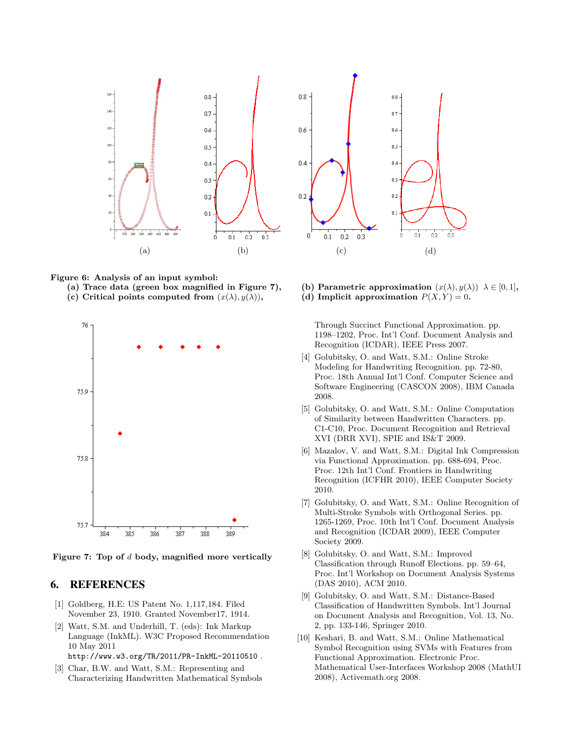**Figure 6: Analysis of an input symbol:**
**(a) Trace data (green box magnified in Figure 7),**
**(b) Parametric approximation $(x(\lambda), y(\lambda))$ $\lambda \in [0, 1]$,**
**(c) Critical points computed from $(x(\lambda), y(\lambda))$,**
**(d) Implicit approximation $P(X, Y) = 0$.**

**Figure 7: Top of $d$ body, magnified more vertically**

## 6. REFERENCES

[1] Goldberg, H.E: US Patent No. 1,117,184. Filed November 23, 1910. Granted November17, 1914.

[2] Watt, S.M. and Underhill, T. (eds): Ink Markup Language (InkML). W3C Proposed Recommendation 10 May 2011 `http://www.w3.org/TR/2011/PR-InkML-20110510` .

[3] Char, B.W. and Watt, S.M.: Representing and Characterizing Handwritten Mathematical Symbols Through Succinct Functional Approximation. pp. 1198–1202, Proc. Int'l Conf. Document Analysis and Recognition (ICDAR), IEEE Press 2007.

[4] Golubitsky, O. and Watt, S.M.: Online Stroke Modeling for Handwriting Recognition. pp. 72-80, Proc. 18th Annual Int'l Conf. Computer Science and Software Engineering (CASCON 2008), IBM Canada 2008.

[5] Golubitsky, O. and Watt, S.M.: Online Computation of Similarity between Handwritten Characters. pp. C1-C10, Proc. Document Recognition and Retrieval XVI (DRR XVI), SPIE and IS&T 2009.

[6] Mazalov, V. and Watt, S.M.: Digital Ink Compression via Functional Approximation. pp. 688-694, Proc. Proc. 12th Int'l Conf. Frontiers in Handwriting Recognition (ICFHR 2010), IEEE Computer Society 2010.

[7] Golubitsky, O. and Watt, S.M.: Online Recognition of Multi-Stroke Symbols with Orthogonal Series. pp. 1265-1269, Proc. 10th Int'l Conf. Document Analysis and Recognition (ICDAR 2009), IEEE Computer Society 2009.

[8] Golubitsky, O. and Watt, S.M.: Improved Classification through Runoff Elections. pp. 59–64, Proc. Int'l Workshop on Document Analysis Systems (DAS 2010), ACM 2010.

[9] Golubitsky, O. and Watt, S.M.: Distance-Based Classification of Handwritten Symbols. Int'l Journal on Document Analysis and Recognition, Vol. 13, No. 2, pp. 133-146, Springer 2010.

[10] Keshari, B. and Watt, S.M.: Online Mathematical Symbol Recognition using SVMs with Features from Functional Approximation. Electronic Proc. Mathematical User-Interfaces Workshop 2008 (MathUI 2008), Activemath.org 2008.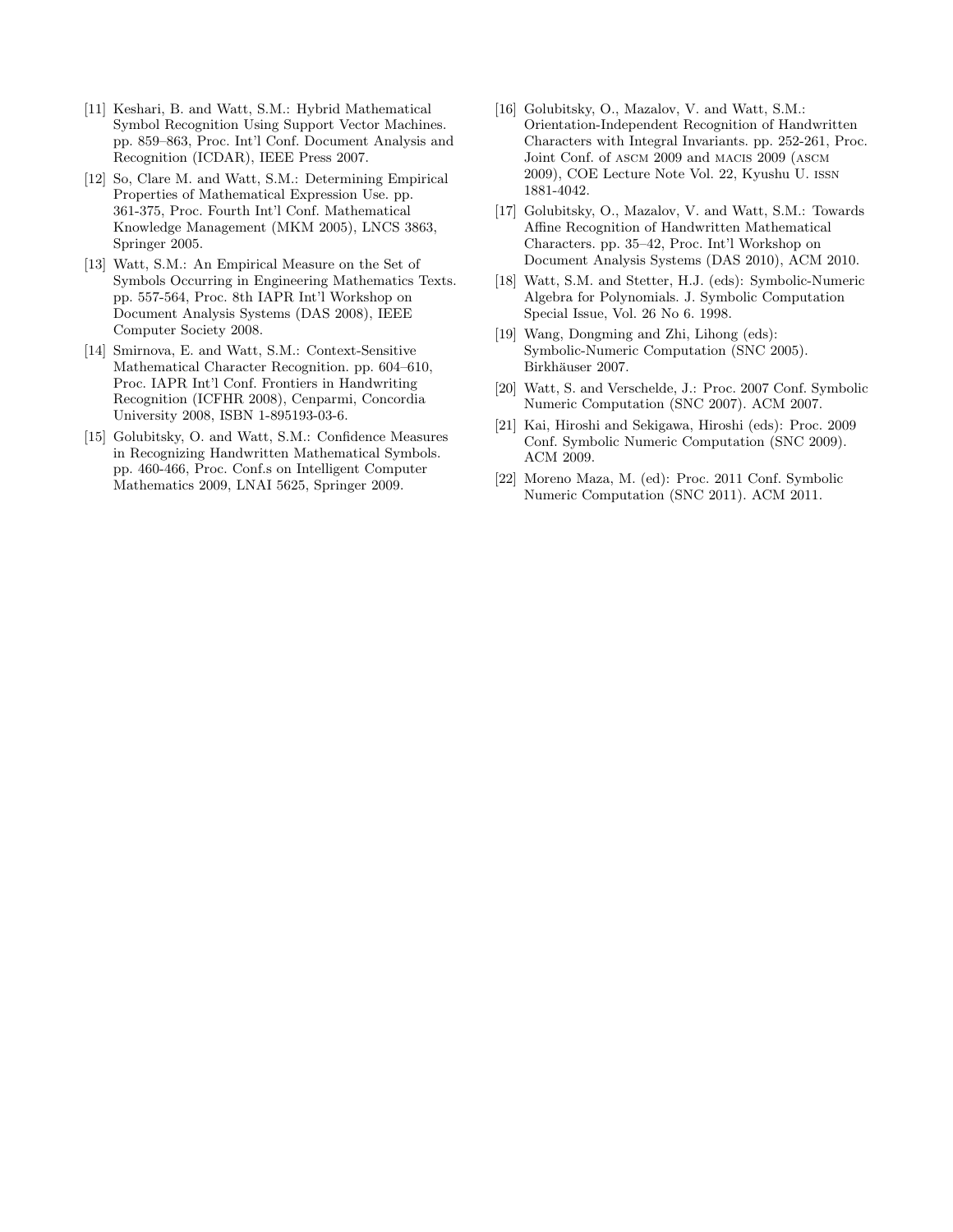[11] Keshari, B. and Watt, S.M.: Hybrid Mathematical Symbol Recognition Using Support Vector Machines. pp. 859–863, Proc. Int'l Conf. Document Analysis and Recognition (ICDAR), IEEE Press 2007.

[12] So, Clare M. and Watt, S.M.: Determining Empirical Properties of Mathematical Expression Use. pp. 361-375, Proc. Fourth Int'l Conf. Mathematical Knowledge Management (MKM 2005), LNCS 3863, Springer 2005.

[13] Watt, S.M.: An Empirical Measure on the Set of Symbols Occurring in Engineering Mathematics Texts. pp. 557-564, Proc. 8th IAPR Int'l Workshop on Document Analysis Systems (DAS 2008), IEEE Computer Society 2008.

[14] Smirnova, E. and Watt, S.M.: Context-Sensitive Mathematical Character Recognition. pp. 604–610, Proc. IAPR Int'l Conf. Frontiers in Handwriting Recognition (ICFHR 2008), Cenparmi, Concordia University 2008, ISBN 1-895193-03-6.

[15] Golubitsky, O. and Watt, S.M.: Confidence Measures in Recognizing Handwritten Mathematical Symbols. pp. 460-466, Proc. Conf.s on Intelligent Computer Mathematics 2009, LNAI 5625, Springer 2009.

[16] Golubitsky, O., Mazalov, V. and Watt, S.M.: Orientation-Independent Recognition of Handwritten Characters with Integral Invariants. pp. 252-261, Proc. Joint Conf. of ASCM 2009 and MACIS 2009 (ASCM 2009), COE Lecture Note Vol. 22, Kyushu U. ISSN 1881-4042.

[17] Golubitsky, O., Mazalov, V. and Watt, S.M.: Towards Affine Recognition of Handwritten Mathematical Characters. pp. 35–42, Proc. Int'l Workshop on Document Analysis Systems (DAS 2010), ACM 2010.

[18] Watt, S.M. and Stetter, H.J. (eds): Symbolic-Numeric Algebra for Polynomials. J. Symbolic Computation Special Issue, Vol. 26 No 6. 1998.

[19] Wang, Dongming and Zhi, Lihong (eds): Symbolic-Numeric Computation (SNC 2005). Birkhäuser 2007.

[20] Watt, S. and Verschelde, J.: Proc. 2007 Conf. Symbolic Numeric Computation (SNC 2007). ACM 2007.

[21] Kai, Hiroshi and Sekigawa, Hiroshi (eds): Proc. 2009 Conf. Symbolic Numeric Computation (SNC 2009). ACM 2009.

[22] Moreno Maza, M. (ed): Proc. 2011 Conf. Symbolic Numeric Computation (SNC 2011). ACM 2011.